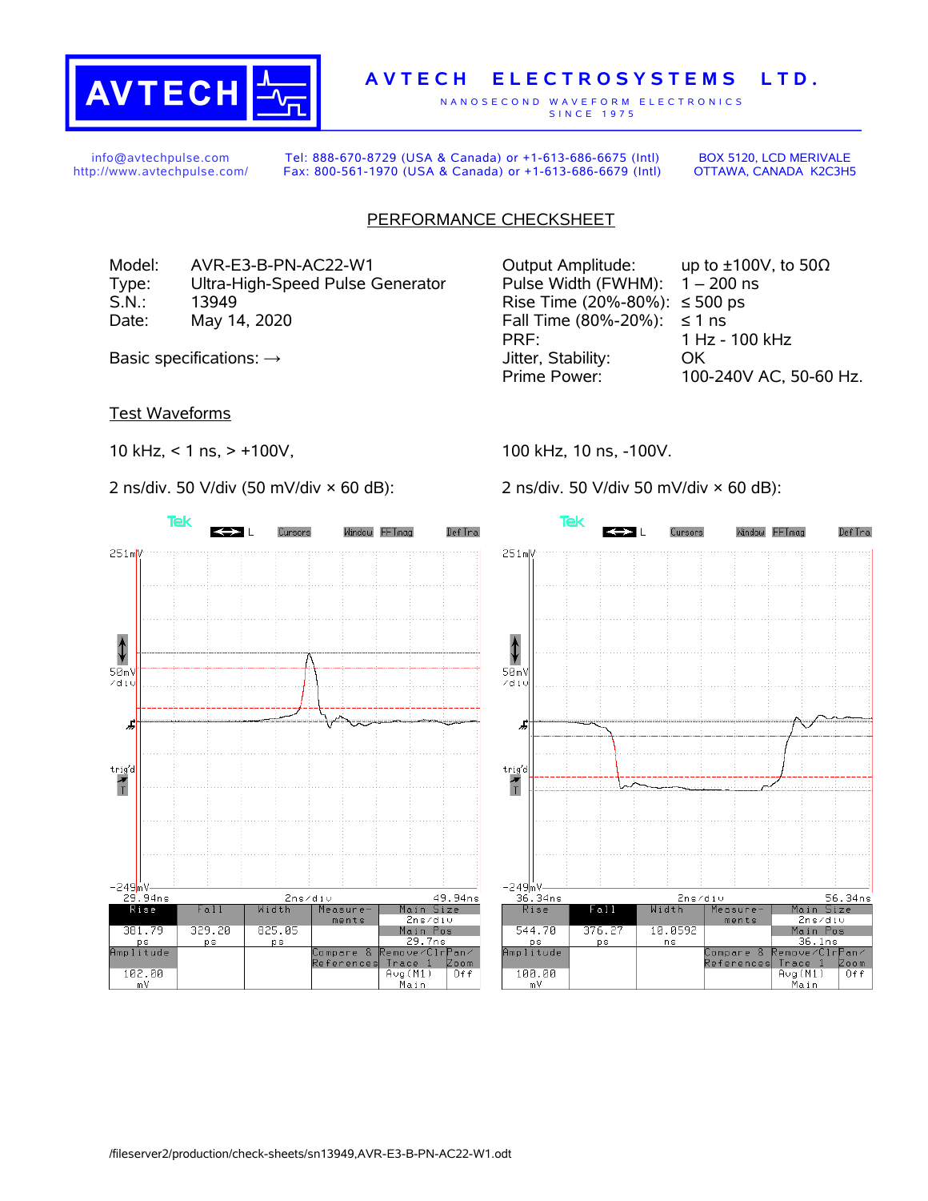**AVTECH ELECTROSYSTEMS LTD.**

NANOSECOND WAVEFORM ELECTRONICS SINCE 1975

info@avtechpulse.com
http://www.avtechpulse.com/

Tel: 888-670-8729 (USA & Canada) or +1-613-686-6675 (Intl)
Fax: 800-561-1970 (USA & Canada) or +1-613-686-6679 (Intl)

BOX 5120, LCD MERIVALE
OTTAWA, CANADA K2C3H5

## PERFORMANCE CHECKSHEET

Model: AVR-E3-B-PN-AC22-W1
Type: Ultra-High-Speed Pulse Generator
S.N.: 13949
Date: May 14, 2020

Basic specifications: →

Output Amplitude: up to ±100V, to 50Ω
Pulse Width (FWHM): 1 – 200 ns
Rise Time (20%-80%): ≤ 500 ps
Fall Time (80%-20%): ≤ 1 ns
PRF: 1 Hz - 100 kHz
Jitter, Stability: OK
Prime Power: 100-240V AC, 50-60 Hz.

### Test Waveforms

10 kHz, < 1 ns, > +100V,

2 ns/div. 50 V/div (50 mV/div × 60 dB):

| Rise | Fall | Width | Amplitude |
|---|---|---|---|
| 381.79 ps | 329.20 ps | 825.05 ps | 102.00 mV |

100 kHz, 10 ns, -100V.

2 ns/div. 50 V/div 50 mV/div × 60 dB):

| Rise | Fall | Width | Amplitude |
|---|---|---|---|
| 544.70 ps | 376.27 ps | 10.0592 ns | 100.00 mV |

/fileserver2/production/check-sheets/sn13949,AVR-E3-B-PN-AC22-W1.odt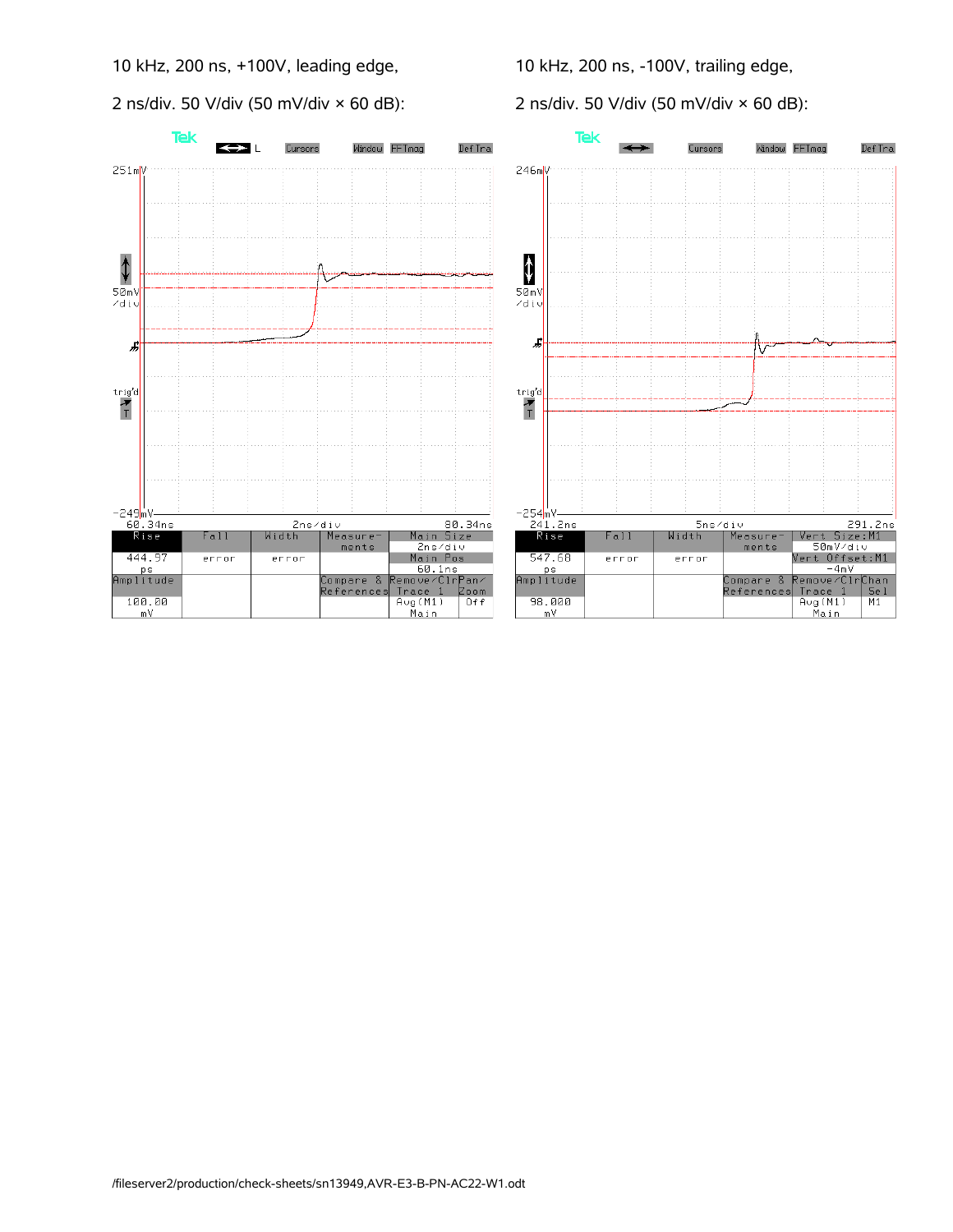10 kHz, 200 ns, +100V, leading edge,

2 ns/div. 50 V/div (50 mV/div × 60 dB):

10 kHz, 200 ns, -100V, trailing edge,

2 ns/div. 50 V/div (50 mV/div × 60 dB):

/fileserver2/production/check-sheets/sn13949,AVR-E3-B-PN-AC22-W1.odt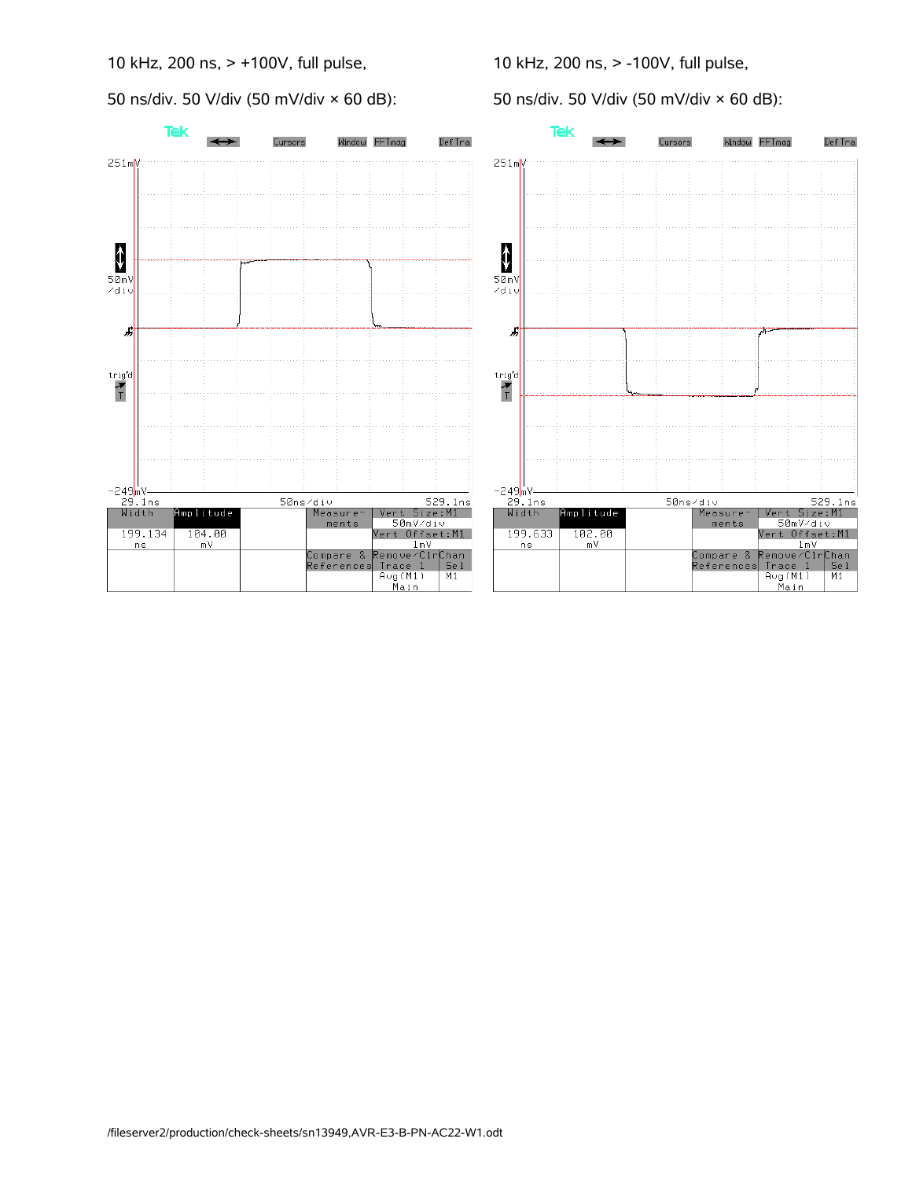10 kHz, 200 ns, > +100V, full pulse,

50 ns/div. 50 V/div (50 mV/div × 60 dB):

Tek

Cursors Window FFTmag DefTra

251mV

50mV /div

trig'd T

-249mV

29.1ns 50ns/div 529.1ns

Width 199.134 ns

Amplitude 104.00 mV

Measure- ments

Vert Size:M1 50mV/div

Vert Offset:M1 1mV

Compare & References

Remove/Clr Trace 1 Avg(M1) Main

Chan Sel M1

10 kHz, 200 ns, > -100V, full pulse,

50 ns/div. 50 V/div (50 mV/div × 60 dB):

Tek

Cursors Window FFTmag DefTra

251mV

50mV /div

trig'd T

-249mV

29.1ns 50ns/div 529.1ns

Width 199.633 ns

Amplitude 102.00 mV

Measure- ments

Vert Size:M1 50mV/div

Vert Offset:M1 1mV

Compare & References

Remove/Clr Trace 1 Avg(M1) Main

Chan Sel M1

/fileserver2/production/check-sheets/sn13949,AVR-E3-B-PN-AC22-W1.odt